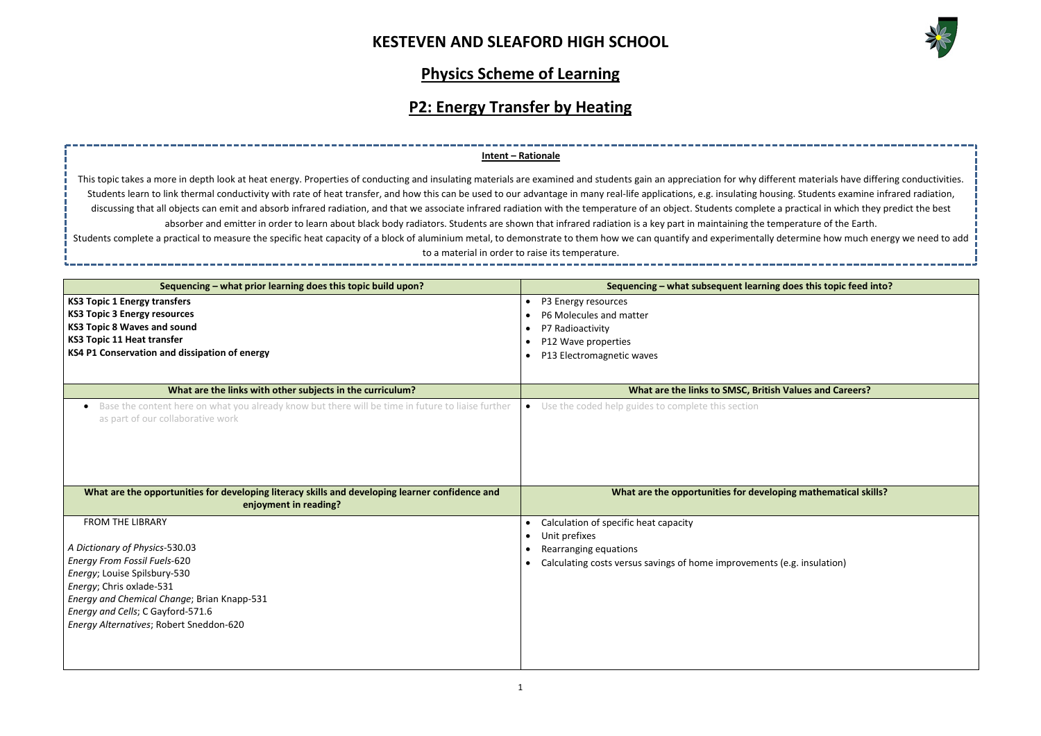# KESTEVEN AND SLEAFORD HIGH SCHOOL

## Physics Scheme of Learning

## P2: Energy Transfer by Heating

**Intent – Rationale**

This topic takes a more in depth look at heat energy. Properties of conducting and insulating materials are examined and students gain an appreciation for why different materials have differing conductivities. Students learn to link thermal conductivity with rate of heat transfer, and how this can be used to our advantage in many real-life applications, e.g. insulating housing. Students examine infrared radiation, discussing that all objects can emit and absorb infrared radiation, and that we associate infrared radiation with the temperature of an object. Students complete a practical in which they predict the best absorber and emitter in order to learn about black body radiators. Students are shown that infrared radiation is a key part in maintaining the temperature of the Earth.
Students complete a practical to measure the specific heat capacity of a block of aluminium metal, to demonstrate to them how we can quantify and experimentally determine how much energy we need to add to a material in order to raise its temperature.

| Sequencing – what prior learning does this topic build upon? | Sequencing – what subsequent learning does this topic feed into? |
|---|---|
| **KS3 Topic 1 Energy transfers**<br>**KS3 Topic 3 Energy resources**<br>**KS3 Topic 8 Waves and sound**<br>**KS3 Topic 11 Heat transfer**<br>**KS4 P1 Conservation and dissipation of energy** | • P3 Energy resources<br>• P6 Molecules and matter<br>• P7 Radioactivity<br>• P12 Wave properties<br>• P13 Electromagnetic waves |
| **What are the links with other subjects in the curriculum?** | **What are the links to SMSC, British Values and Careers?** |
| • Base the content here on what you already know but there will be time in future to liaise further as part of our collaborative work | • Use the coded help guides to complete this section |
| **What are the opportunities for developing literacy skills and developing learner confidence and enjoyment in reading?** | **What are the opportunities for developing mathematical skills?** |
| FROM THE LIBRARY<br><br>*A Dictionary of Physics*-530.03<br>*Energy From Fossil Fuels*-620<br>*Energy*; Louise Spilsbury-530<br>*Energy*; Chris oxlade-531<br>*Energy and Chemical Change*; Brian Knapp-531<br>*Energy and Cells*; C Gayford-571.6<br>*Energy Alternatives*; Robert Sneddon-620 | • Calculation of specific heat capacity<br>• Unit prefixes<br>• Rearranging equations<br>• Calculating costs versus savings of home improvements (e.g. insulation) |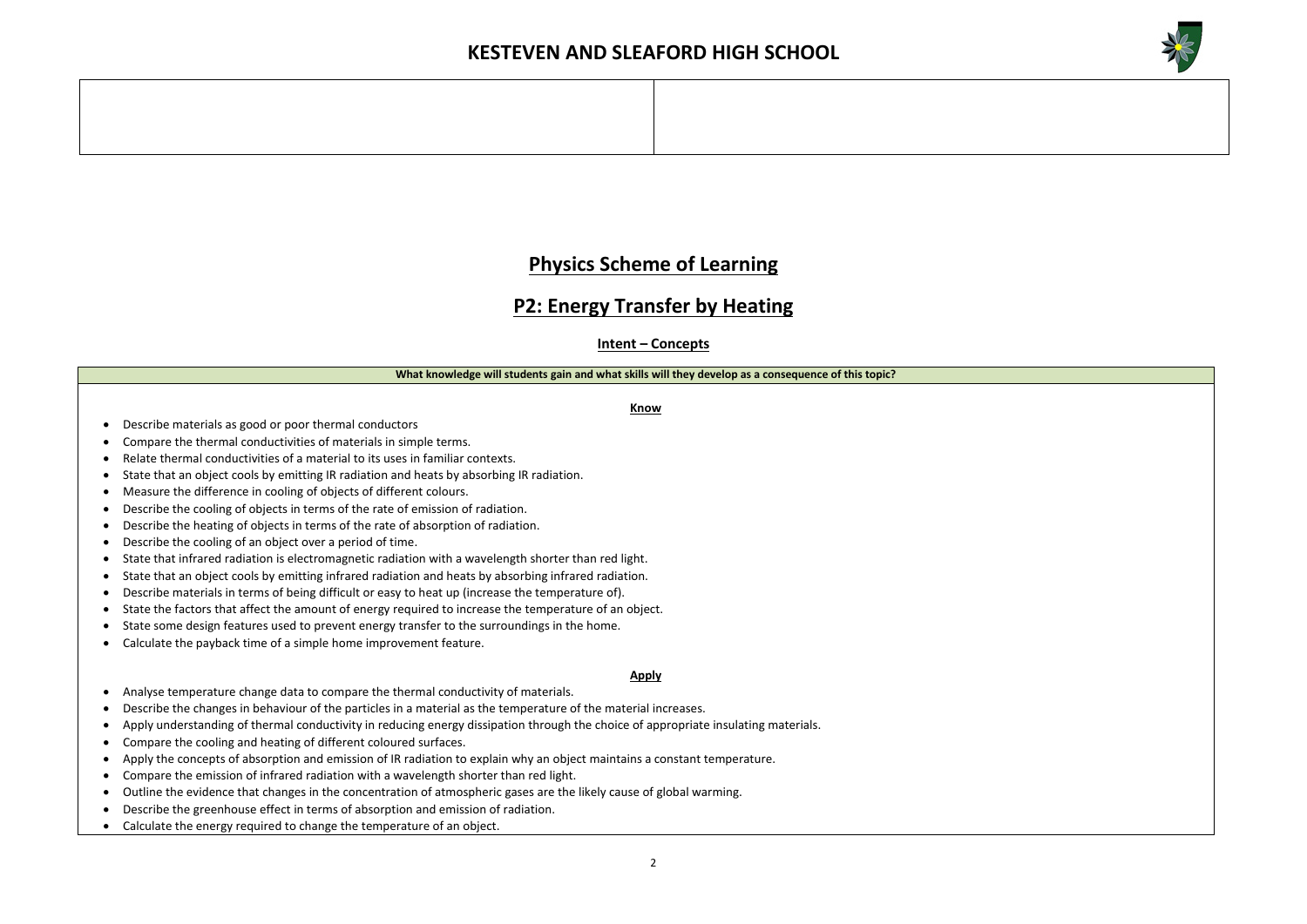# Physics Scheme of Learning

## P2: Energy Transfer by Heating

### Intent – Concepts

**What knowledge will students gain and what skills will they develop as a consequence of this topic?**

**Know**

- Describe materials as good or poor thermal conductors
- Compare the thermal conductivities of materials in simple terms.
- Relate thermal conductivities of a material to its uses in familiar contexts.
- State that an object cools by emitting IR radiation and heats by absorbing IR radiation.
- Measure the difference in cooling of objects of different colours.
- Describe the cooling of objects in terms of the rate of emission of radiation.
- Describe the heating of objects in terms of the rate of absorption of radiation.
- Describe the cooling of an object over a period of time.
- State that infrared radiation is electromagnetic radiation with a wavelength shorter than red light.
- State that an object cools by emitting infrared radiation and heats by absorbing infrared radiation.
- Describe materials in terms of being difficult or easy to heat up (increase the temperature of).
- State the factors that affect the amount of energy required to increase the temperature of an object.
- State some design features used to prevent energy transfer to the surroundings in the home.
- Calculate the payback time of a simple home improvement feature.

**Apply**

- Analyse temperature change data to compare the thermal conductivity of materials.
- Describe the changes in behaviour of the particles in a material as the temperature of the material increases.
- Apply understanding of thermal conductivity in reducing energy dissipation through the choice of appropriate insulating materials.
- Compare the cooling and heating of different coloured surfaces.
- Apply the concepts of absorption and emission of IR radiation to explain why an object maintains a constant temperature.
- Compare the emission of infrared radiation with a wavelength shorter than red light.
- Outline the evidence that changes in the concentration of atmospheric gases are the likely cause of global warming.
- Describe the greenhouse effect in terms of absorption and emission of radiation.
- Calculate the energy required to change the temperature of an object.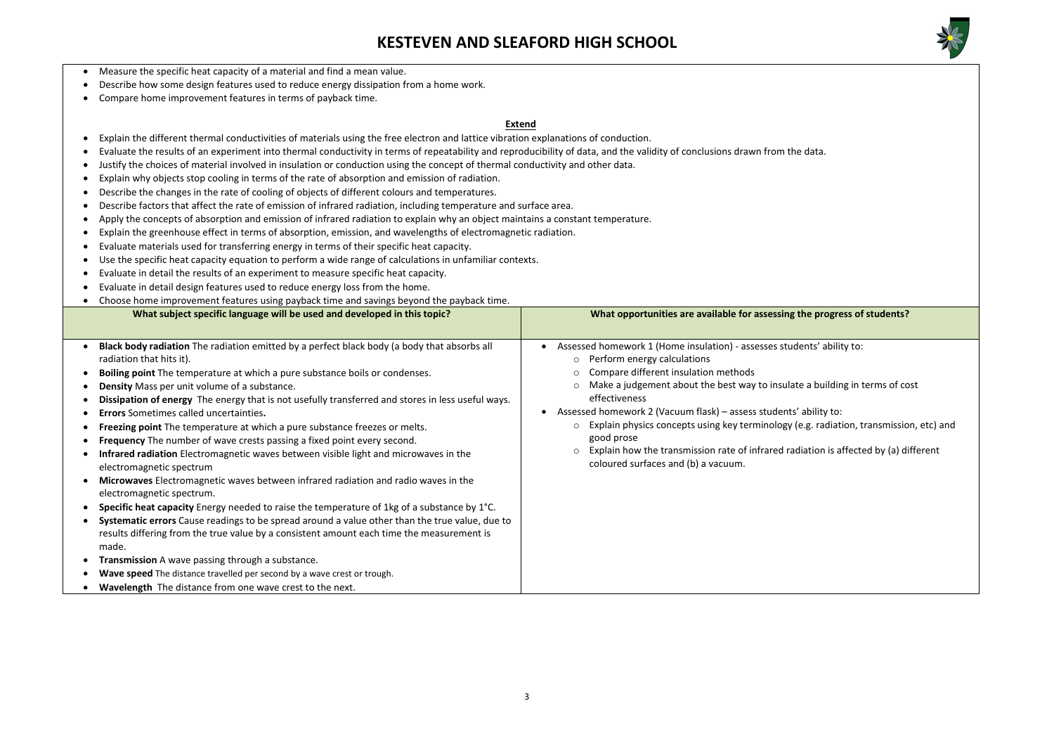- Measure the specific heat capacity of a material and find a mean value.
- Describe how some design features used to reduce energy dissipation from a home work.
- Compare home improvement features in terms of payback time.

**Extend**

- Explain the different thermal conductivities of materials using the free electron and lattice vibration explanations of conduction.
- Evaluate the results of an experiment into thermal conductivity in terms of repeatability and reproducibility of data, and the validity of conclusions drawn from the data.
- Justify the choices of material involved in insulation or conduction using the concept of thermal conductivity and other data.
- Explain why objects stop cooling in terms of the rate of absorption and emission of radiation.
- Describe the changes in the rate of cooling of objects of different colours and temperatures.
- Describe factors that affect the rate of emission of infrared radiation, including temperature and surface area.
- Apply the concepts of absorption and emission of infrared radiation to explain why an object maintains a constant temperature.
- Explain the greenhouse effect in terms of absorption, emission, and wavelengths of electromagnetic radiation.
- Evaluate materials used for transferring energy in terms of their specific heat capacity.
- Use the specific heat capacity equation to perform a wide range of calculations in unfamiliar contexts.
- Evaluate in detail the results of an experiment to measure specific heat capacity.
- Evaluate in detail design features used to reduce energy loss from the home.
- Choose home improvement features using payback time and savings beyond the payback time.

| What subject specific language will be used and developed in this topic? | What opportunities are available for assessing the progress of students? |
| --- | --- |
| • **Black body radiation** The radiation emitted by a perfect black body (a body that absorbs all radiation that hits it).<br>• **Boiling point** The temperature at which a pure substance boils or condenses.<br>• **Density** Mass per unit volume of a substance.<br>• **Dissipation of energy** The energy that is not usefully transferred and stores in less useful ways.<br>• **Errors** Sometimes called uncertainties**.**<br>• **Freezing point** The temperature at which a pure substance freezes or melts.<br>• **Frequency** The number of wave crests passing a fixed point every second.<br>• **Infrared radiation** Electromagnetic waves between visible light and microwaves in the electromagnetic spectrum<br>• **Microwaves** Electromagnetic waves between infrared radiation and radio waves in the electromagnetic spectrum.<br>• **Specific heat capacity** Energy needed to raise the temperature of 1kg of a substance by 1°C.<br>• **Systematic errors** Cause readings to be spread around a value other than the true value, due to results differing from the true value by a consistent amount each time the measurement is made.<br>• **Transmission** A wave passing through a substance.<br>• **Wave speed** The distance travelled per second by a wave crest or trough.<br>• **Wavelength** The distance from one wave crest to the next. | • Assessed homework 1 (Home insulation) - assesses students' ability to:<br>&nbsp;&nbsp;&nbsp;&nbsp;○ Perform energy calculations<br>&nbsp;&nbsp;&nbsp;&nbsp;○ Compare different insulation methods<br>&nbsp;&nbsp;&nbsp;&nbsp;○ Make a judgement about the best way to insulate a building in terms of cost effectiveness<br>• Assessed homework 2 (Vacuum flask) – assess students' ability to:<br>&nbsp;&nbsp;&nbsp;&nbsp;○ Explain physics concepts using key terminology (e.g. radiation, transmission, etc) and good prose<br>&nbsp;&nbsp;&nbsp;&nbsp;○ Explain how the transmission rate of infrared radiation is affected by (a) different coloured surfaces and (b) a vacuum. |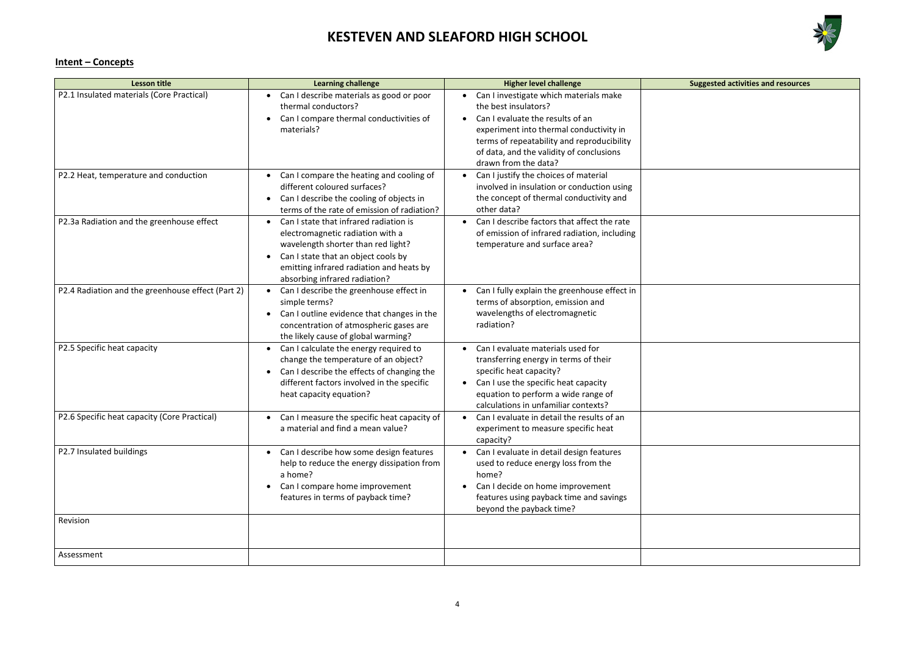# KESTEVEN AND SLEAFORD HIGH SCHOOL

## Intent – Concepts

| Lesson title | Learning challenge | Higher level challenge | Suggested activities and resources |
|---|---|---|---|
| P2.1 Insulated materials (Core Practical) | • Can I describe materials as good or poor thermal conductors?<br>• Can I compare thermal conductivities of materials? | • Can I investigate which materials make the best insulators?<br>• Can I evaluate the results of an experiment into thermal conductivity in terms of repeatability and reproducibility of data, and the validity of conclusions drawn from the data? | |
| P2.2 Heat, temperature and conduction | • Can I compare the heating and cooling of different coloured surfaces?<br>• Can I describe the cooling of objects in terms of the rate of emission of radiation? | • Can I justify the choices of material involved in insulation or conduction using the concept of thermal conductivity and other data? | |
| P2.3a Radiation and the greenhouse effect | • Can I state that infrared radiation is electromagnetic radiation with a wavelength shorter than red light?<br>• Can I state that an object cools by emitting infrared radiation and heats by absorbing infrared radiation? | • Can I describe factors that affect the rate of emission of infrared radiation, including temperature and surface area? | |
| P2.4 Radiation and the greenhouse effect (Part 2) | • Can I describe the greenhouse effect in simple terms?<br>• Can I outline evidence that changes in the concentration of atmospheric gases are the likely cause of global warming? | • Can I fully explain the greenhouse effect in terms of absorption, emission and wavelengths of electromagnetic radiation? | |
| P2.5 Specific heat capacity | • Can I calculate the energy required to change the temperature of an object?<br>• Can I describe the effects of changing the different factors involved in the specific heat capacity equation? | • Can I evaluate materials used for transferring energy in terms of their specific heat capacity?<br>• Can I use the specific heat capacity equation to perform a wide range of calculations in unfamiliar contexts? | |
| P2.6 Specific heat capacity (Core Practical) | • Can I measure the specific heat capacity of a material and find a mean value? | • Can I evaluate in detail the results of an experiment to measure specific heat capacity? | |
| P2.7 Insulated buildings | • Can I describe how some design features help to reduce the energy dissipation from a home?<br>• Can I compare home improvement features in terms of payback time? | • Can I evaluate in detail design features used to reduce energy loss from the home?<br>• Can I decide on home improvement features using payback time and savings beyond the payback time? | |
| Revision | | | |
| Assessment | | | |